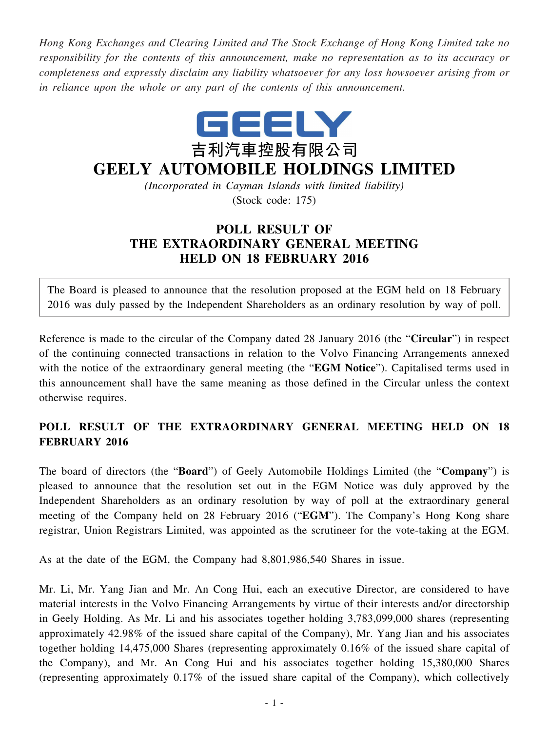*Hong Kong Exchanges and Clearing Limited and The Stock Exchange of Hong Kong Limited take no responsibility for the contents of this announcement, make no representation as to its accuracy or completeness and expressly disclaim any liability whatsoever for any loss howsoever arising from or in reliance upon the whole or any part of the contents of this announcement.*

GEELY

吉利汽車控股有限公司

# GEELY AUTOMOBILE HOLDINGS LIMITED

*(Incorporated in Cayman Islands with limited liability)*

(Stock code: 175)

## POLL RESULT OF THE EXTRAORDINARY GENERAL MEETING HELD ON 18 FEBRUARY 2016

The Board is pleased to announce that the resolution proposed at the EGM held on 18 February 2016 was duly passed by the Independent Shareholders as an ordinary resolution by way of poll.

Reference is made to the circular of the Company dated 28 January 2016 (the "**Circular**") in respect of the continuing connected transactions in relation to the Volvo Financing Arrangements annexed with the notice of the extraordinary general meeting (the "**EGM Notice**"). Capitalised terms used in this announcement shall have the same meaning as those defined in the Circular unless the context otherwise requires.

## POLL RESULT OF THE EXTRAORDINARY GENERAL MEETING HELD ON 18 FEBRUARY 2016

The board of directors (the "**Board**") of Geely Automobile Holdings Limited (the "**Company**") is pleased to announce that the resolution set out in the EGM Notice was duly approved by the Independent Shareholders as an ordinary resolution by way of poll at the extraordinary general meeting of the Company held on 28 February 2016 ("**EGM**"). The Company's Hong Kong share registrar, Union Registrars Limited, was appointed as the scrutineer for the vote-taking at the EGM.

As at the date of the EGM, the Company had 8,801,986,540 Shares in issue.

Mr. Li, Mr. Yang Jian and Mr. An Cong Hui, each an executive Director, are considered to have material interests in the Volvo Financing Arrangements by virtue of their interests and/or directorship in Geely Holding. As Mr. Li and his associates together holding 3,783,099,000 shares (representing approximately 42.98% of the issued share capital of the Company), Mr. Yang Jian and his associates together holding 14,475,000 Shares (representing approximately 0.16% of the issued share capital of the Company), and Mr. An Cong Hui and his associates together holding 15,380,000 Shares (representing approximately 0.17% of the issued share capital of the Company), which collectively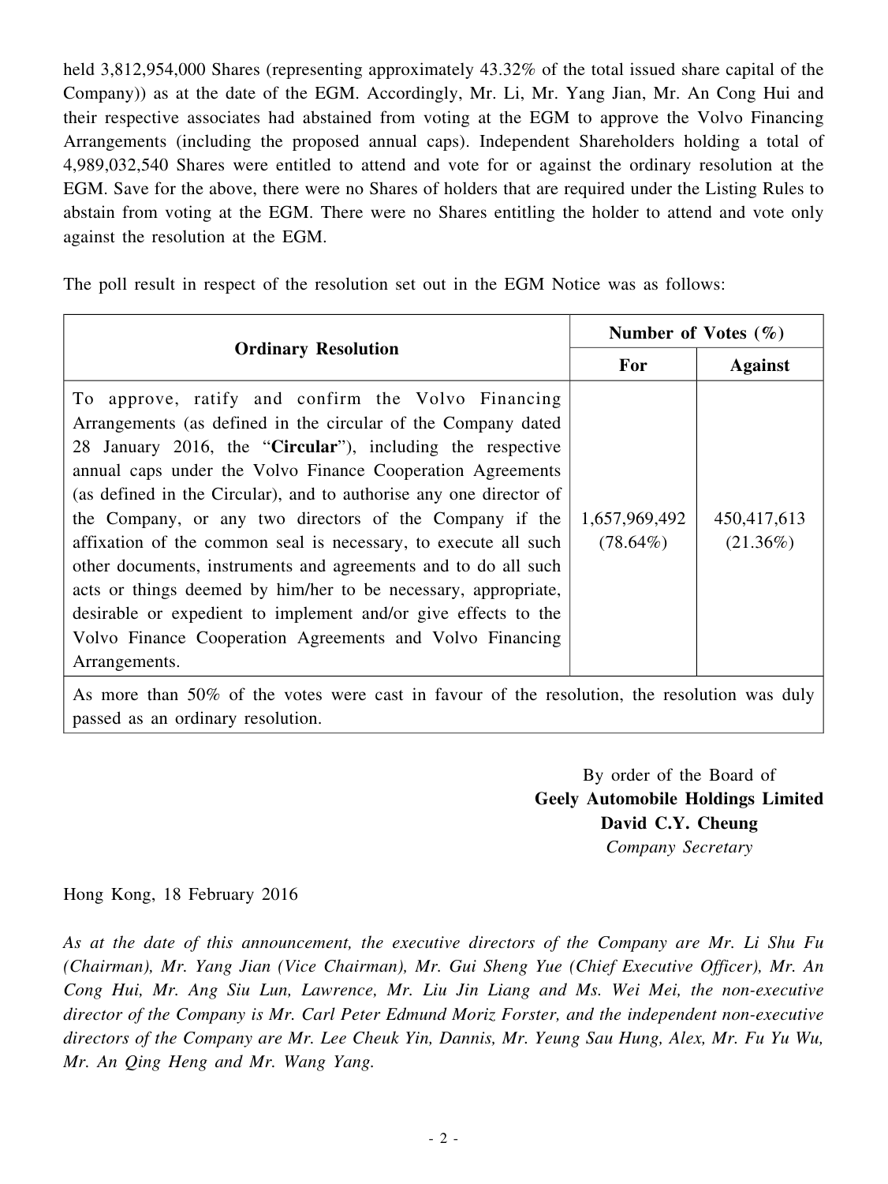held 3,812,954,000 Shares (representing approximately 43.32% of the total issued share capital of the Company)) as at the date of the EGM. Accordingly, Mr. Li, Mr. Yang Jian, Mr. An Cong Hui and their respective associates had abstained from voting at the EGM to approve the Volvo Financing Arrangements (including the proposed annual caps). Independent Shareholders holding a total of 4,989,032,540 Shares were entitled to attend and vote for or against the ordinary resolution at the EGM. Save for the above, there were no Shares of holders that are required under the Listing Rules to abstain from voting at the EGM. There were no Shares entitling the holder to attend and vote only against the resolution at the EGM.

The poll result in respect of the resolution set out in the EGM Notice was as follows:

| Ordinary Resolution | Number of Votes (%) | |
|---|---|---|
| | **For** | **Against** |
| To approve, ratify and confirm the Volvo Financing Arrangements (as defined in the circular of the Company dated 28 January 2016, the "**Circular**"), including the respective annual caps under the Volvo Finance Cooperation Agreements (as defined in the Circular), and to authorise any one director of the Company, or any two directors of the Company if the affixation of the common seal is necessary, to execute all such other documents, instruments and agreements and to do all such acts or things deemed by him/her to be necessary, appropriate, desirable or expedient to implement and/or give effects to the Volvo Finance Cooperation Agreements and Volvo Financing Arrangements. | 1,657,969,492 (78.64%) | 450,417,613 (21.36%) |
| As more than 50% of the votes were cast in favour of the resolution, the resolution was duly passed as an ordinary resolution. | | |

By order of the Board of
**Geely Automobile Holdings Limited**
**David C.Y. Cheung**
*Company Secretary*

Hong Kong, 18 February 2016

*As at the date of this announcement, the executive directors of the Company are Mr. Li Shu Fu (Chairman), Mr. Yang Jian (Vice Chairman), Mr. Gui Sheng Yue (Chief Executive Officer), Mr. An Cong Hui, Mr. Ang Siu Lun, Lawrence, Mr. Liu Jin Liang and Ms. Wei Mei, the non-executive director of the Company is Mr. Carl Peter Edmund Moriz Forster, and the independent non-executive directors of the Company are Mr. Lee Cheuk Yin, Dannis, Mr. Yeung Sau Hung, Alex, Mr. Fu Yu Wu, Mr. An Qing Heng and Mr. Wang Yang.*